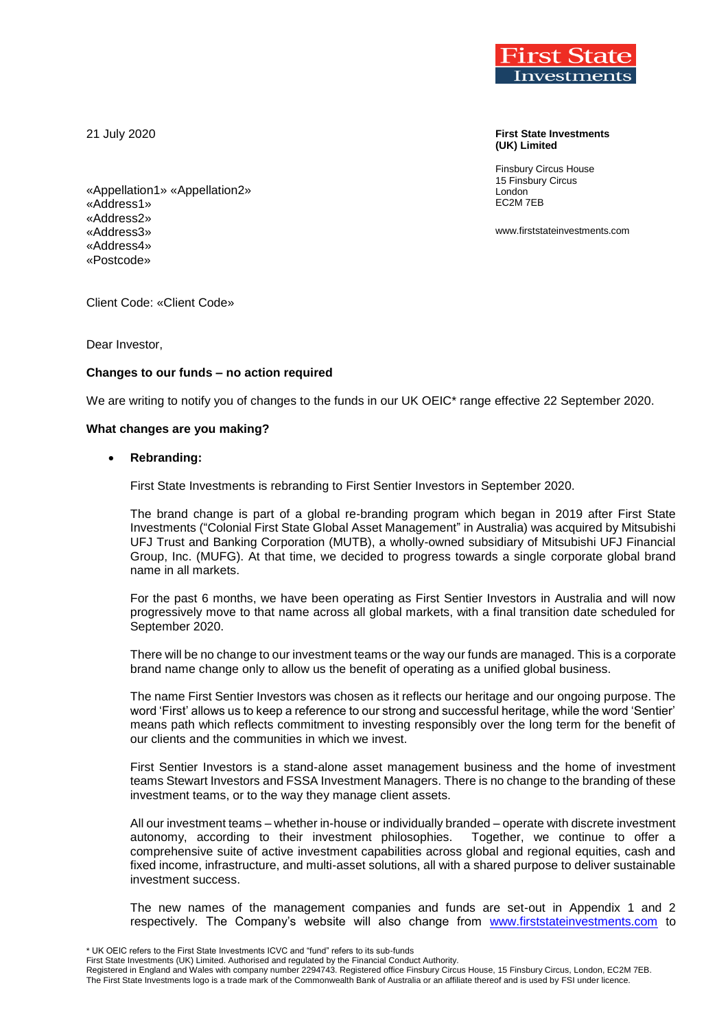21 July 2020

**First State Investments (UK) Limited**

Finsbury Circus House
15 Finsbury Circus
London
EC2M 7EB

www.firststateinvestments.com

«Appellation1» «Appellation2»
«Address1»
«Address2»
«Address3»
«Address4»
«Postcode»

Client Code: «Client Code»

Dear Investor,

**Changes to our funds – no action required**

We are writing to notify you of changes to the funds in our UK OEIC* range effective 22 September 2020.

**What changes are you making?**

- **Rebranding:**

  First State Investments is rebranding to First Sentier Investors in September 2020.

  The brand change is part of a global re-branding program which began in 2019 after First State Investments ("Colonial First State Global Asset Management" in Australia) was acquired by Mitsubishi UFJ Trust and Banking Corporation (MUTB), a wholly-owned subsidiary of Mitsubishi UFJ Financial Group, Inc. (MUFG). At that time, we decided to progress towards a single corporate global brand name in all markets.

  For the past 6 months, we have been operating as First Sentier Investors in Australia and will now progressively move to that name across all global markets, with a final transition date scheduled for September 2020.

  There will be no change to our investment teams or the way our funds are managed. This is a corporate brand name change only to allow us the benefit of operating as a unified global business.

  The name First Sentier Investors was chosen as it reflects our heritage and our ongoing purpose. The word 'First' allows us to keep a reference to our strong and successful heritage, while the word 'Sentier' means path which reflects commitment to investing responsibly over the long term for the benefit of our clients and the communities in which we invest.

  First Sentier Investors is a stand-alone asset management business and the home of investment teams Stewart Investors and FSSA Investment Managers. There is no change to the branding of these investment teams, or to the way they manage client assets.

  All our investment teams – whether in-house or individually branded – operate with discrete investment autonomy, according to their investment philosophies. Together, we continue to offer a comprehensive suite of active investment capabilities across global and regional equities, cash and fixed income, infrastructure, and multi-asset solutions, all with a shared purpose to deliver sustainable investment success.

  The new names of the management companies and funds are set-out in Appendix 1 and 2 respectively. The Company's website will also change from www.firststateinvestments.com to

\* UK OEIC refers to the First State Investments ICVC and "fund" refers to its sub-funds
First State Investments (UK) Limited. Authorised and regulated by the Financial Conduct Authority.
Registered in England and Wales with company number 2294743. Registered office Finsbury Circus House, 15 Finsbury Circus, London, EC2M 7EB.
The First State Investments logo is a trade mark of the Commonwealth Bank of Australia or an affiliate thereof and is used by FSI under licence.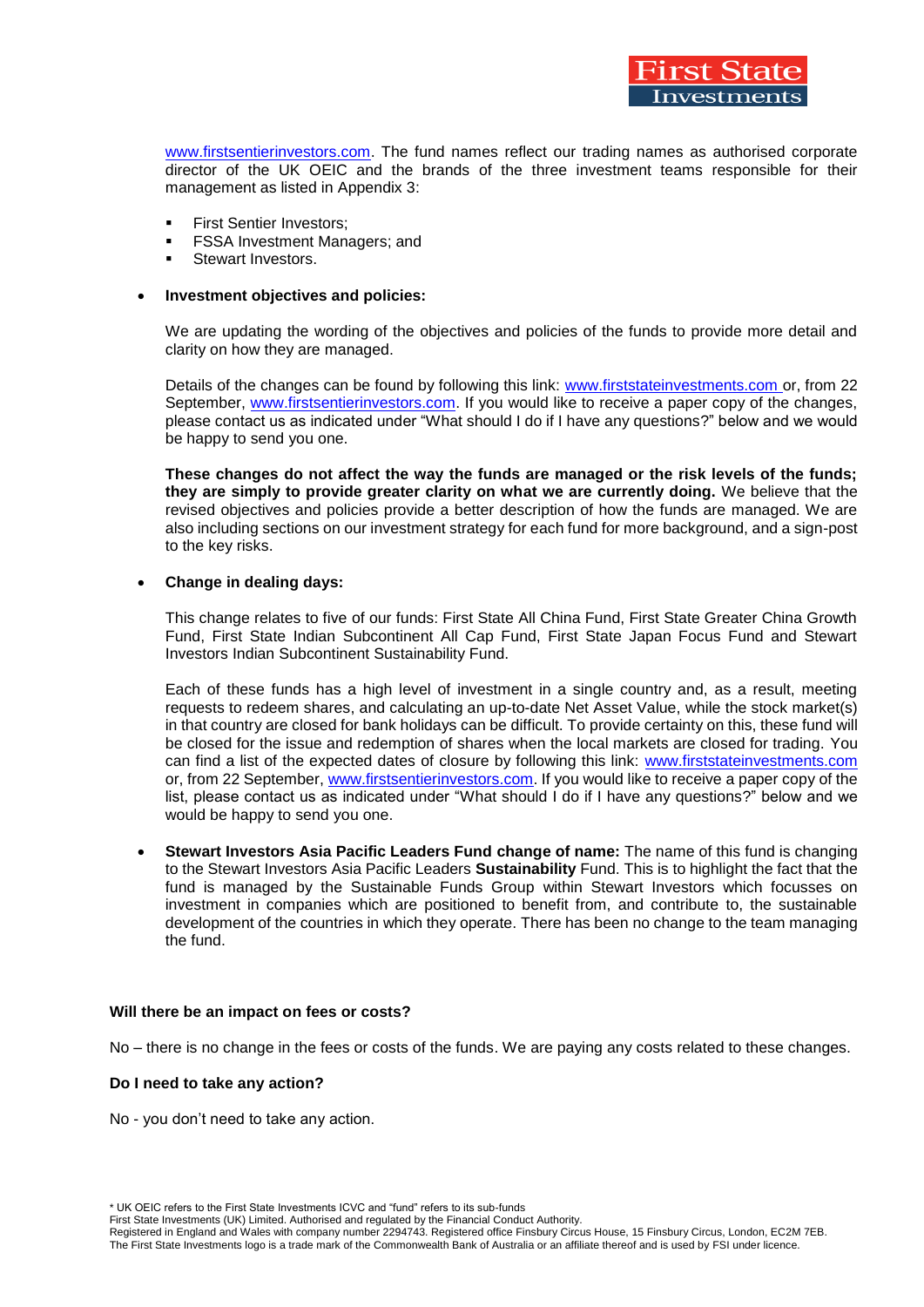www.firstsentierinvestors.com. The fund names reflect our trading names as authorised corporate director of the UK OEIC and the brands of the three investment teams responsible for their management as listed in Appendix 3:

- First Sentier Investors;
- FSSA Investment Managers; and
- Stewart Investors.

- **Investment objectives and policies:**

  We are updating the wording of the objectives and policies of the funds to provide more detail and clarity on how they are managed.

  Details of the changes can be found by following this link: www.firststateinvestments.com or, from 22 September, www.firstsentierinvestors.com. If you would like to receive a paper copy of the changes, please contact us as indicated under "What should I do if I have any questions?" below and we would be happy to send you one.

  **These changes do not affect the way the funds are managed or the risk levels of the funds; they are simply to provide greater clarity on what we are currently doing.** We believe that the revised objectives and policies provide a better description of how the funds are managed. We are also including sections on our investment strategy for each fund for more background, and a sign-post to the key risks.

- **Change in dealing days:**

  This change relates to five of our funds: First State All China Fund, First State Greater China Growth Fund, First State Indian Subcontinent All Cap Fund, First State Japan Focus Fund and Stewart Investors Indian Subcontinent Sustainability Fund.

  Each of these funds has a high level of investment in a single country and, as a result, meeting requests to redeem shares, and calculating an up-to-date Net Asset Value, while the stock market(s) in that country are closed for bank holidays can be difficult. To provide certainty on this, these fund will be closed for the issue and redemption of shares when the local markets are closed for trading. You can find a list of the expected dates of closure by following this link: www.firststateinvestments.com or, from 22 September, www.firstsentierinvestors.com. If you would like to receive a paper copy of the list, please contact us as indicated under "What should I do if I have any questions?" below and we would be happy to send you one.

- **Stewart Investors Asia Pacific Leaders Fund change of name:** The name of this fund is changing to the Stewart Investors Asia Pacific Leaders **Sustainability** Fund. This is to highlight the fact that the fund is managed by the Sustainable Funds Group within Stewart Investors which focusses on investment in companies which are positioned to benefit from, and contribute to, the sustainable development of the countries in which they operate. There has been no change to the team managing the fund.

**Will there be an impact on fees or costs?**

No – there is no change in the fees or costs of the funds. We are paying any costs related to these changes.

**Do I need to take any action?**

No - you don't need to take any action.

* UK OEIC refers to the First State Investments ICVC and "fund" refers to its sub-funds
First State Investments (UK) Limited. Authorised and regulated by the Financial Conduct Authority.
Registered in England and Wales with company number 2294743. Registered office Finsbury Circus House, 15 Finsbury Circus, London, EC2M 7EB.
The First State Investments logo is a trade mark of the Commonwealth Bank of Australia or an affiliate thereof and is used by FSI under licence.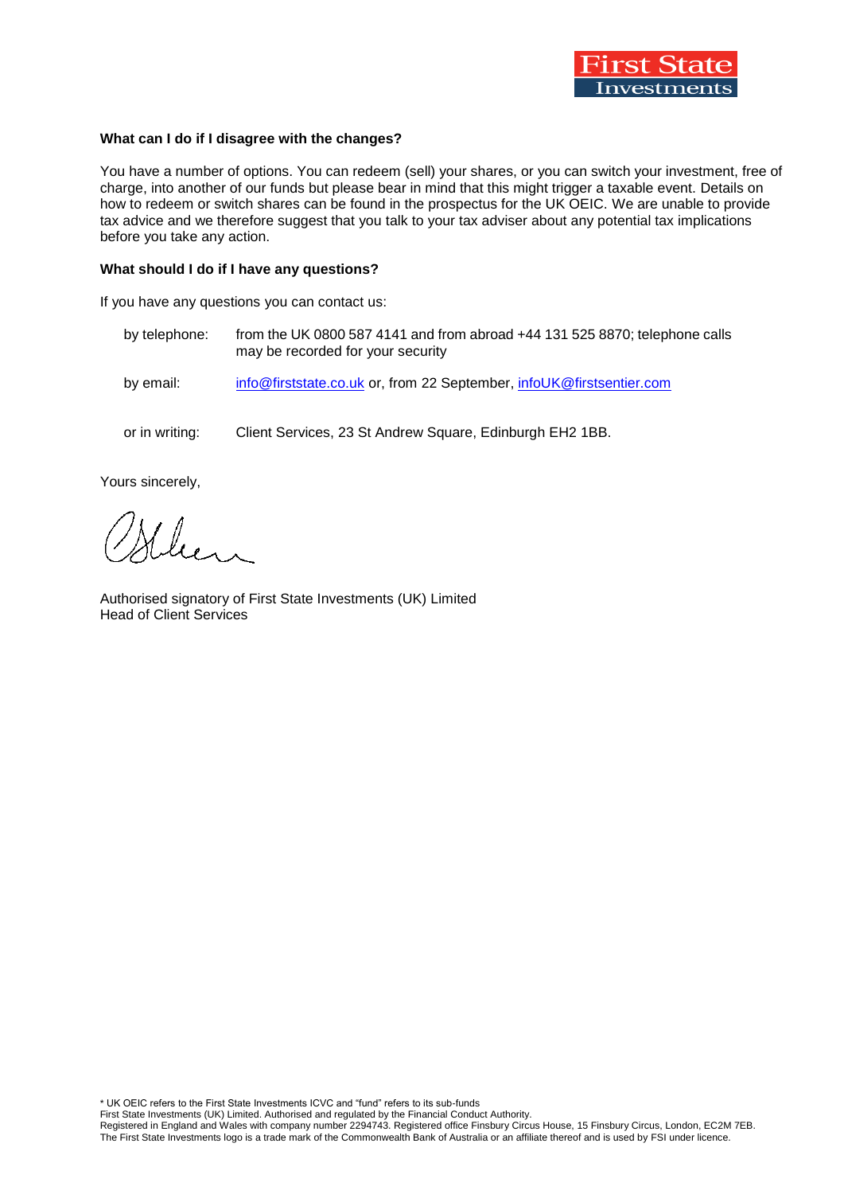**What can I do if I disagree with the changes?**

You have a number of options. You can redeem (sell) your shares, or you can switch your investment, free of charge, into another of our funds but please bear in mind that this might trigger a taxable event. Details on how to redeem or switch shares can be found in the prospectus for the UK OEIC. We are unable to provide tax advice and we therefore suggest that you talk to your tax adviser about any potential tax implications before you take any action.

**What should I do if I have any questions?**

If you have any questions you can contact us:

by telephone: from the UK 0800 587 4141 and from abroad +44 131 525 8870; telephone calls may be recorded for your security

by email: info@firststate.co.uk or, from 22 September, infoUK@firstsentier.com

or in writing: Client Services, 23 St Andrew Square, Edinburgh EH2 1BB.

Yours sincerely,

Authorised signatory of First State Investments (UK) Limited
Head of Client Services

* UK OEIC refers to the First State Investments ICVC and "fund" refers to its sub-funds
First State Investments (UK) Limited. Authorised and regulated by the Financial Conduct Authority.
Registered in England and Wales with company number 2294743. Registered office Finsbury Circus House, 15 Finsbury Circus, London, EC2M 7EB.
The First State Investments logo is a trade mark of the Commonwealth Bank of Australia or an affiliate thereof and is used by FSI under licence.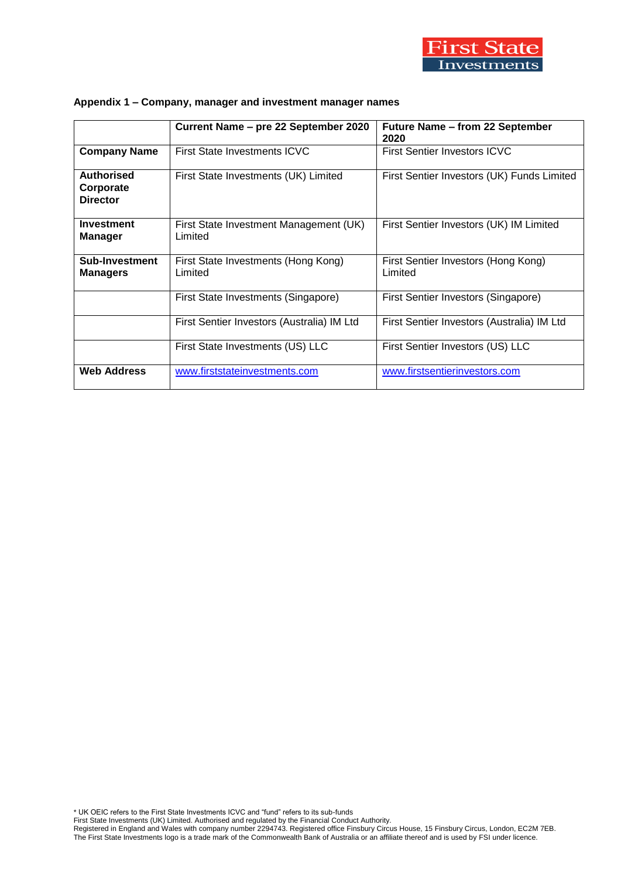**Appendix 1 – Company, manager and investment manager names**

| | Current Name – pre 22 September 2020 | Future Name – from 22 September 2020 |
|---|---|---|
| **Company Name** | First State Investments ICVC | First Sentier Investors ICVC |
| **Authorised Corporate Director** | First State Investments (UK) Limited | First Sentier Investors (UK) Funds Limited |
| **Investment Manager** | First State Investment Management (UK) Limited | First Sentier Investors (UK) IM Limited |
| **Sub-Investment Managers** | First State Investments (Hong Kong) Limited | First Sentier Investors (Hong Kong) Limited |
| | First State Investments (Singapore) | First Sentier Investors (Singapore) |
| | First Sentier Investors (Australia) IM Ltd | First Sentier Investors (Australia) IM Ltd |
| | First State Investments (US) LLC | First Sentier Investors (US) LLC |
| **Web Address** | www.firststateinvestments.com | www.firstsentierinvestors.com |

* UK OEIC refers to the First State Investments ICVC and "fund" refers to its sub-funds
First State Investments (UK) Limited. Authorised and regulated by the Financial Conduct Authority.
Registered in England and Wales with company number 2294743. Registered office Finsbury Circus House, 15 Finsbury Circus, London, EC2M 7EB.
The First State Investments logo is a trade mark of the Commonwealth Bank of Australia or an affiliate thereof and is used by FSI under licence.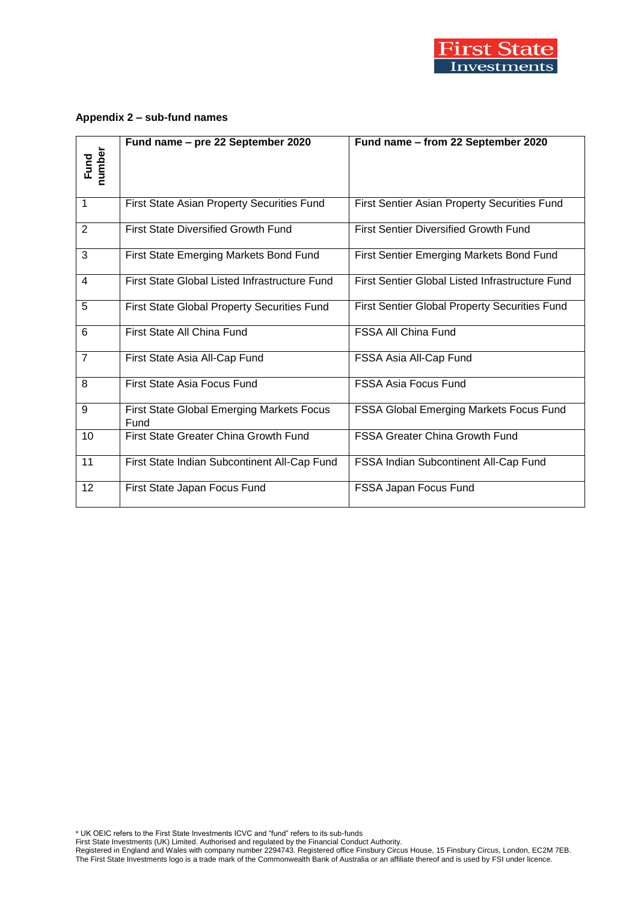**Appendix 2 – sub-fund names**

| Fund number | Fund name – pre 22 September 2020 | Fund name – from 22 September 2020 |
|---|---|---|
| 1 | First State Asian Property Securities Fund | First Sentier Asian Property Securities Fund |
| 2 | First State Diversified Growth Fund | First Sentier Diversified Growth Fund |
| 3 | First State Emerging Markets Bond Fund | First Sentier Emerging Markets Bond Fund |
| 4 | First State Global Listed Infrastructure Fund | First Sentier Global Listed Infrastructure Fund |
| 5 | First State Global Property Securities Fund | First Sentier Global Property Securities Fund |
| 6 | First State All China Fund | FSSA All China Fund |
| 7 | First State Asia All-Cap Fund | FSSA Asia All-Cap Fund |
| 8 | First State Asia Focus Fund | FSSA Asia Focus Fund |
| 9 | First State Global Emerging Markets Focus Fund | FSSA Global Emerging Markets Focus Fund |
| 10 | First State Greater China Growth Fund | FSSA Greater China Growth Fund |
| 11 | First State Indian Subcontinent All-Cap Fund | FSSA Indian Subcontinent All-Cap Fund |
| 12 | First State Japan Focus Fund | FSSA Japan Focus Fund |

* UK OEIC refers to the First State Investments ICVC and "fund" refers to its sub-funds
First State Investments (UK) Limited. Authorised and regulated by the Financial Conduct Authority.
Registered in England and Wales with company number 2294743. Registered office Finsbury Circus House, 15 Finsbury Circus, London, EC2M 7EB.
The First State Investments logo is a trade mark of the Commonwealth Bank of Australia or an affiliate thereof and is used by FSI under licence.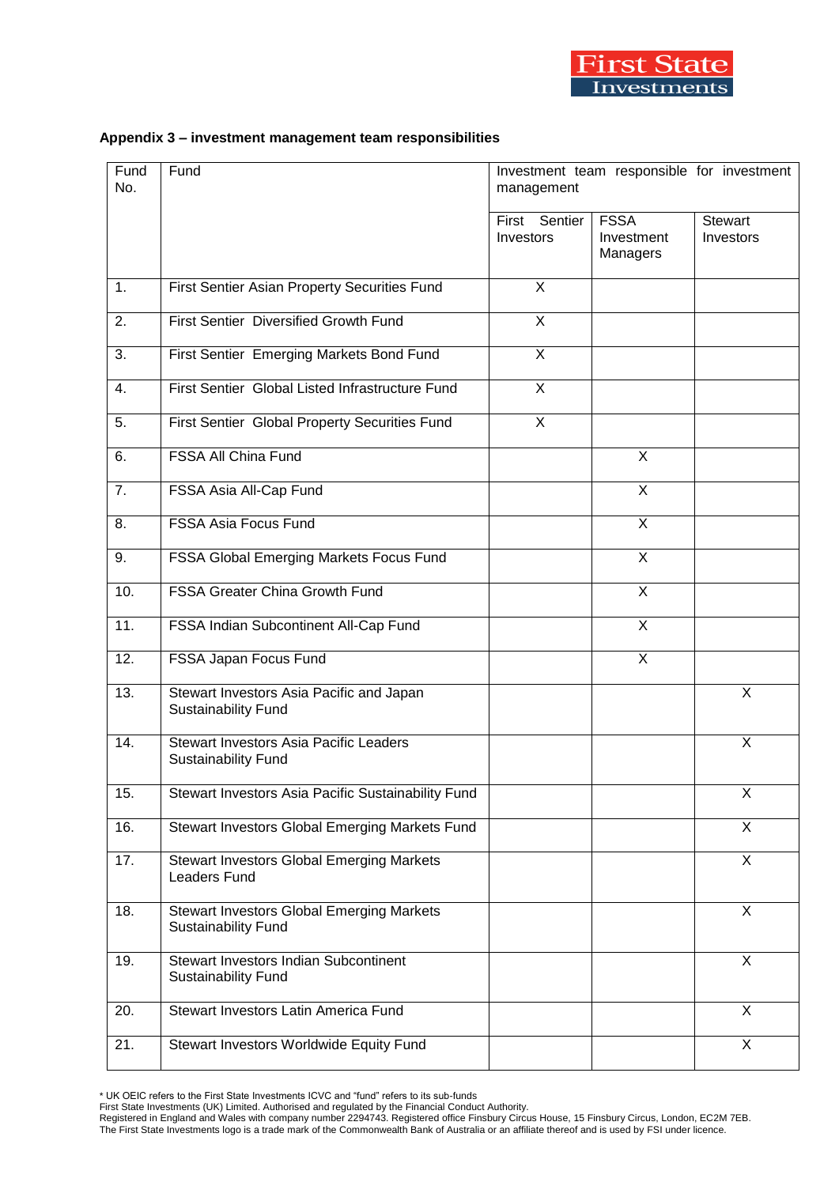**Appendix 3 – investment management team responsibilities**

| Fund No. | Fund | Investment team responsible for investment management | | |
|---|---|---|---|---|
| | | First Sentier Investors | FSSA Investment Managers | Stewart Investors |
| 1. | First Sentier Asian Property Securities Fund | X | | |
| 2. | First Sentier Diversified Growth Fund | X | | |
| 3. | First Sentier Emerging Markets Bond Fund | X | | |
| 4. | First Sentier Global Listed Infrastructure Fund | X | | |
| 5. | First Sentier Global Property Securities Fund | X | | |
| 6. | FSSA All China Fund | | X | |
| 7. | FSSA Asia All-Cap Fund | | X | |
| 8. | FSSA Asia Focus Fund | | X | |
| 9. | FSSA Global Emerging Markets Focus Fund | | X | |
| 10. | FSSA Greater China Growth Fund | | X | |
| 11. | FSSA Indian Subcontinent All-Cap Fund | | X | |
| 12. | FSSA Japan Focus Fund | | X | |
| 13. | Stewart Investors Asia Pacific and Japan Sustainability Fund | | | X |
| 14. | Stewart Investors Asia Pacific Leaders Sustainability Fund | | | X |
| 15. | Stewart Investors Asia Pacific Sustainability Fund | | | X |
| 16. | Stewart Investors Global Emerging Markets Fund | | | X |
| 17. | Stewart Investors Global Emerging Markets Leaders Fund | | | X |
| 18. | Stewart Investors Global Emerging Markets Sustainability Fund | | | X |
| 19. | Stewart Investors Indian Subcontinent Sustainability Fund | | | X |
| 20. | Stewart Investors Latin America Fund | | | X |
| 21. | Stewart Investors Worldwide Equity Fund | | | X |

* UK OEIC refers to the First State Investments ICVC and "fund" refers to its sub-funds
First State Investments (UK) Limited. Authorised and regulated by the Financial Conduct Authority.
Registered in England and Wales with company number 2294743. Registered office Finsbury Circus House, 15 Finsbury Circus, London, EC2M 7EB.
The First State Investments logo is a trade mark of the Commonwealth Bank of Australia or an affiliate thereof and is used by FSI under licence.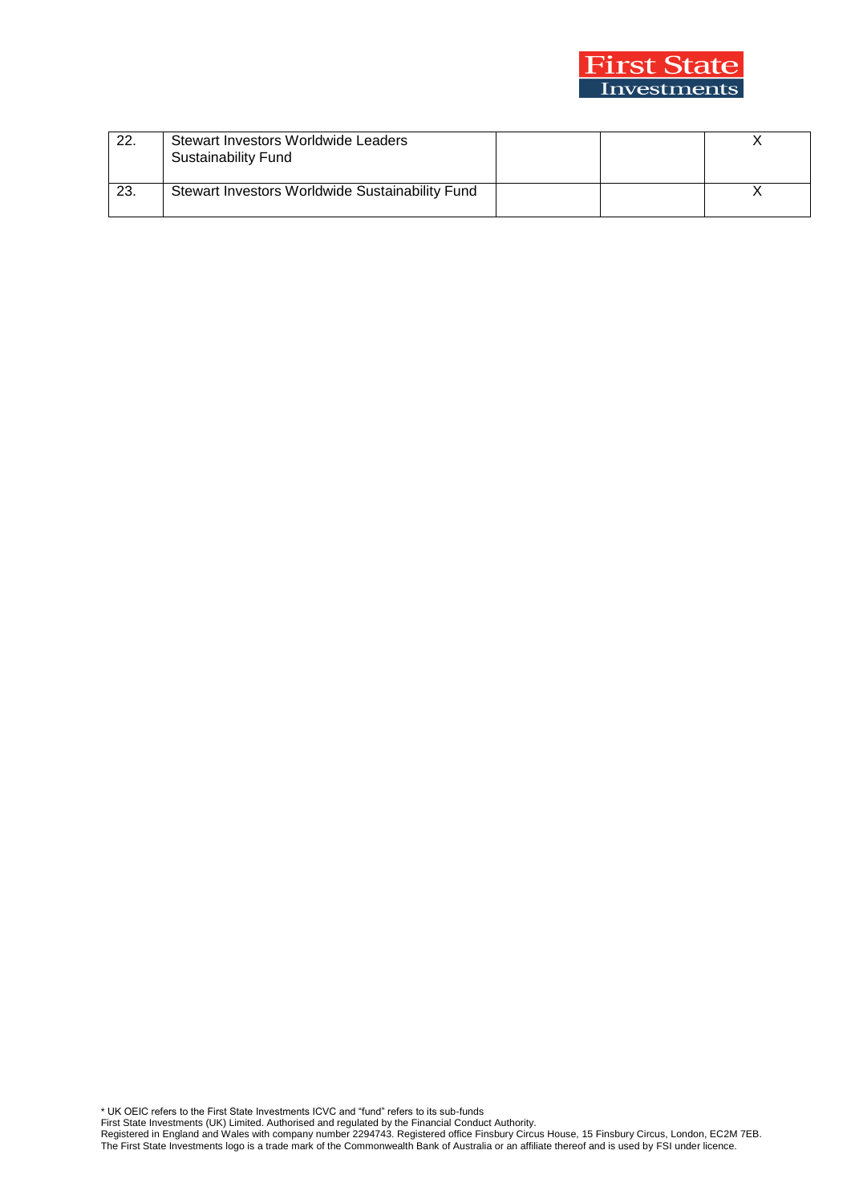| | | | | |
|---|---|---|---|---|
| 22. | Stewart Investors Worldwide Leaders Sustainability Fund | | | X |
| 23. | Stewart Investors Worldwide Sustainability Fund | | | X |

* UK OEIC refers to the First State Investments ICVC and "fund" refers to its sub-funds
First State Investments (UK) Limited. Authorised and regulated by the Financial Conduct Authority.
Registered in England and Wales with company number 2294743. Registered office Finsbury Circus House, 15 Finsbury Circus, London, EC2M 7EB.
The First State Investments logo is a trade mark of the Commonwealth Bank of Australia or an affiliate thereof and is used by FSI under licence.